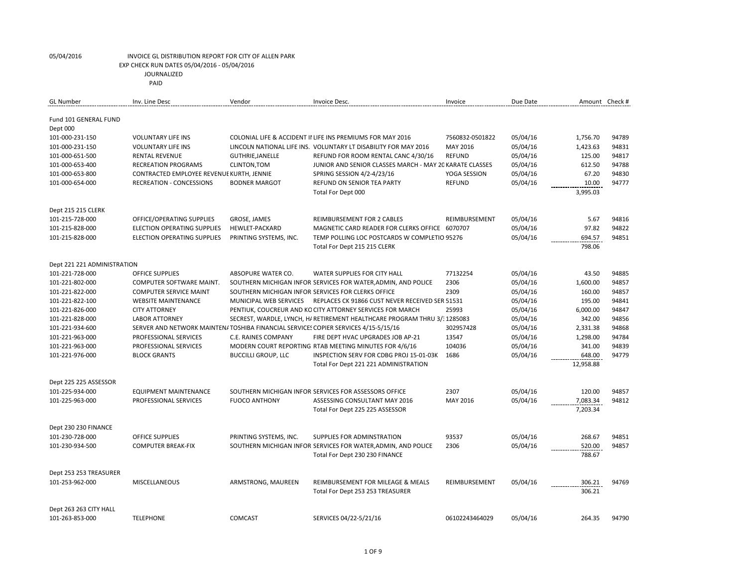05/04/2016 INVOICE GL DISTRIBUTION REPORT FOR CITY OF ALLEN PARK
EXP CHECK RUN DATES 05/04/2016 - 05/04/2016
JOURNALIZED
PAID

| GL Number | Inv. Line Desc | Vendor | Invoice Desc. | Invoice | Due Date | Amount | Check # |
|---|---|---|---|---|---|---|---|
| Fund 101 GENERAL FUND | | | | | | | |
| Dept 000 | | | | | | | |
| 101-000-231-150 | VOLUNTARY LIFE INS | COLONIAL LIFE & ACCIDENT II | LIFE INS PREMIUMS FOR MAY 2016 | 7560832-0501822 | 05/04/16 | 1,756.70 | 94789 |
| 101-000-231-150 | VOLUNTARY LIFE INS | LINCOLN NATIONAL LIFE INS. | VOLUNTARY LT DISABILITY FOR MAY 2016 | MAY 2016 | 05/04/16 | 1,423.63 | 94831 |
| 101-000-651-500 | RENTAL REVENUE | GUTHRIE,JANELLE | REFUND FOR ROOM RENTAL CANC 4/30/16 | REFUND | 05/04/16 | 125.00 | 94817 |
| 101-000-653-400 | RECREATION PROGRAMS | CLINTON,TOM | JUNIOR AND SENIOR CLASSES MARCH - MAY 20 | KARATE CLASSES | 05/04/16 | 612.50 | 94788 |
| 101-000-653-800 | CONTRACTED EMPLOYEE REVENUE | KURTH, JENNIE | SPRING SESSION 4/2-4/23/16 | YOGA SESSION | 05/04/16 | 67.20 | 94830 |
| 101-000-654-000 | RECREATION - CONCESSIONS | BODNER MARGOT | REFUND ON SENIOR TEA PARTY | REFUND | 05/04/16 | 10.00 | 94777 |
| | | | Total For Dept 000 | | | 3,995.03 | |
| Dept 215 215 CLERK | | | | | | | |
| 101-215-728-000 | OFFICE/OPERATING SUPPLIES | GROSE, JAMES | REIMBURSEMENT FOR 2 CABLES | REIMBURSEMENT | 05/04/16 | 5.67 | 94816 |
| 101-215-828-000 | ELECTION OPERATING SUPPLIES | HEWLET-PACKARD | MAGNETIC CARD READER FOR CLERKS OFFICE | 6070707 | 05/04/16 | 97.82 | 94822 |
| 101-215-828-000 | ELECTION OPERATING SUPPLIES | PRINTING SYSTEMS, INC. | TEMP POLLING LOC POSTCARDS W COMPLETIO | 95276 | 05/04/16 | 694.57 | 94851 |
| | | | Total For Dept 215 215 CLERK | | | 798.06 | |
| Dept 221 221 ADMINISTRATION | | | | | | | |
| 101-221-728-000 | OFFICE SUPPLIES | ABSOPURE WATER CO. | WATER SUPPLIES FOR CITY HALL | 77132254 | 05/04/16 | 43.50 | 94885 |
| 101-221-802-000 | COMPUTER SOFTWARE MAINT. | SOUTHERN MICHIGAN INFOR | SERVICES FOR WATER,ADMIN, AND POLICE | 2306 | 05/04/16 | 1,600.00 | 94857 |
| 101-221-822-000 | COMPUTER SERVICE MAINT | SOUTHERN MICHIGAN INFOR | SERVICES FOR CLERKS OFFICE | 2309 | 05/04/16 | 160.00 | 94857 |
| 101-221-822-100 | WEBSITE MAINTENANCE | MUNICIPAL WEB SERVICES | REPLACES CK 91866 CUST NEVER RECEIVED SER | 51531 | 05/04/16 | 195.00 | 94841 |
| 101-221-826-000 | CITY ATTORNEY | PENTIUK, COUCREUR AND KO | CITY ATTORNEY SERVICES FOR MARCH | 25993 | 05/04/16 | 6,000.00 | 94847 |
| 101-221-828-000 | LABOR ATTORNEY | SECREST, WARDLE, LYNCH, H/ | RETIREMENT HEALTHCARE PROGRAM THRU 3/ | 1285083 | 05/04/16 | 342.00 | 94856 |
| 101-221-934-600 | SERVER AND NETWORK MAINTEN/ | TOSHIBA FINANCIAL SERVICES | COPIER SERVICES 4/15-5/15/16 | 302957428 | 05/04/16 | 2,331.38 | 94868 |
| 101-221-963-000 | PROFESSIONAL SERVICES | C.E. RAINES COMPANY | FIRE DEPT HVAC UPGRADES JOB AP-21 | 13547 | 05/04/16 | 1,298.00 | 94784 |
| 101-221-963-000 | PROFESSIONAL SERVICES | MODERN COURT REPORTING | RTAB MEETING MINUTES FOR 4/6/16 | 104036 | 05/04/16 | 341.00 | 94839 |
| 101-221-976-000 | BLOCK GRANTS | BUCCILLI GROUP, LLC | INSPECTION SERV FOR CDBG PROJ 15-01-03K | 1686 | 05/04/16 | 648.00 | 94779 |
| | | | Total For Dept 221 221 ADMINISTRATION | | | 12,958.88 | |
| Dept 225 225 ASSESSOR | | | | | | | |
| 101-225-934-000 | EQUIPMENT MAINTENANCE | SOUTHERN MICHIGAN INFOR | SERVICES FOR ASSESSORS OFFICE | 2307 | 05/04/16 | 120.00 | 94857 |
| 101-225-963-000 | PROFESSIONAL SERVICES | FUOCO ANTHONY | ASSESSING CONSULTANT MAY 2016 | MAY 2016 | 05/04/16 | 7,083.34 | 94812 |
| | | | Total For Dept 225 225 ASSESSOR | | | 7,203.34 | |
| Dept 230 230 FINANCE | | | | | | | |
| 101-230-728-000 | OFFICE SUPPLIES | PRINTING SYSTEMS, INC. | SUPPLIES FOR ADMINSTRATION | 93537 | 05/04/16 | 268.67 | 94851 |
| 101-230-934-500 | COMPUTER BREAK-FIX | SOUTHERN MICHIGAN INFOR | SERVICES FOR WATER,ADMIN, AND POLICE | 2306 | 05/04/16 | 520.00 | 94857 |
| | | | Total For Dept 230 230 FINANCE | | | 788.67 | |
| Dept 253 253 TREASURER | | | | | | | |
| 101-253-962-000 | MISCELLANEOUS | ARMSTRONG, MAUREEN | REIMBURSEMENT FOR MILEAGE & MEALS | REIMBURSEMENT | 05/04/16 | 306.21 | 94769 |
| | | | Total For Dept 253 253 TREASURER | | | 306.21 | |
| Dept 263 263 CITY HALL | | | | | | | |
| 101-263-853-000 | TELEPHONE | COMCAST | SERVICES 04/22-5/21/16 | 06102243464029 | 05/04/16 | 264.35 | 94790 |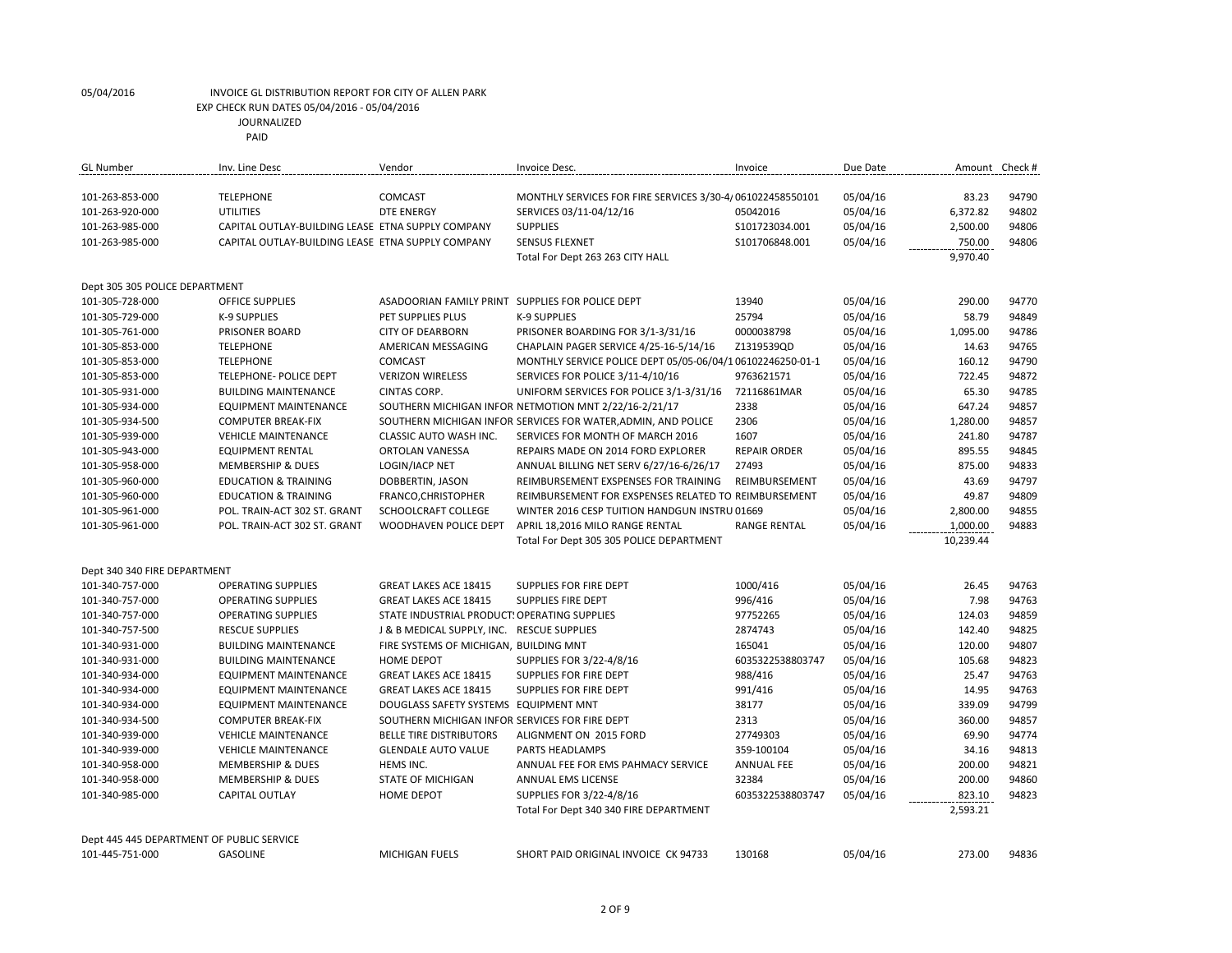05/04/2016 INVOICE GL DISTRIBUTION REPORT FOR CITY OF ALLEN PARK
EXP CHECK RUN DATES 05/04/2016 - 05/04/2016
JOURNALIZED
PAID

| GL Number | Inv. Line Desc | Vendor | Invoice Desc. | Invoice | Due Date | Amount | Check # |
|---|---|---|---|---|---|---|---|
| 101-263-853-000 | TELEPHONE | COMCAST | MONTHLY SERVICES FOR FIRE SERVICES 3/30-4/ | 06102245855010​1 | 05/04/16 | 83.23 | 94790 |
| 101-263-920-000 | UTILITIES | DTE ENERGY | SERVICES 03/11-04/12/16 | 05042016 | 05/04/16 | 6,372.82 | 94802 |
| 101-263-985-000 | CAPITAL OUTLAY-BUILDING LEASE | ETNA SUPPLY COMPANY | SUPPLIES | S101723034.001 | 05/04/16 | 2,500.00 | 94806 |
| 101-263-985-000 | CAPITAL OUTLAY-BUILDING LEASE | ETNA SUPPLY COMPANY | SENSUS FLEXNET | S101706848.001 | 05/04/16 | 750.00 | 94806 |
| | | | Total For Dept 263 263 CITY HALL | | | 9,970.40 | |
| Dept 305 305 POLICE DEPARTMENT | | | | | | | |
| 101-305-728-000 | OFFICE SUPPLIES | ASADOORIAN FAMILY PRINT | SUPPLIES FOR POLICE DEPT | 13940 | 05/04/16 | 290.00 | 94770 |
| 101-305-729-000 | K-9 SUPPLIES | PET SUPPLIES PLUS | K-9 SUPPLIES | 25794 | 05/04/16 | 58.79 | 94849 |
| 101-305-761-000 | PRISONER BOARD | CITY OF DEARBORN | PRISONER BOARDING FOR 3/1-3/31/16 | 0000038798 | 05/04/16 | 1,095.00 | 94786 |
| 101-305-853-000 | TELEPHONE | AMERICAN MESSAGING | CHAPLAIN PAGER SERVICE 4/25-16-5/14/16 | Z1319539QD | 05/04/16 | 14.63 | 94765 |
| 101-305-853-000 | TELEPHONE | COMCAST | MONTHLY SERVICE POLICE DEPT 05/05-06/04/1 | 06102246250-01-1 | 05/04/16 | 160.12 | 94790 |
| 101-305-853-000 | TELEPHONE- POLICE DEPT | VERIZON WIRELESS | SERVICES FOR POLICE 3/11-4/10/16 | 9763621571 | 05/04/16 | 722.45 | 94872 |
| 101-305-931-000 | BUILDING MAINTENANCE | CINTAS CORP. | UNIFORM SERVICES FOR POLICE 3/1-3/31/16 | 72116861MAR | 05/04/16 | 65.30 | 94785 |
| 101-305-934-000 | EQUIPMENT MAINTENANCE | SOUTHERN MICHIGAN INFOR | NETMOTION MNT 2/22/16-2/21/17 | 2338 | 05/04/16 | 647.24 | 94857 |
| 101-305-934-500 | COMPUTER BREAK-FIX | SOUTHERN MICHIGAN INFOR | SERVICES FOR WATER,ADMIN, AND POLICE | 2306 | 05/04/16 | 1,280.00 | 94857 |
| 101-305-939-000 | VEHICLE MAINTENANCE | CLASSIC AUTO WASH INC. | SERVICES FOR MONTH OF MARCH 2016 | 1607 | 05/04/16 | 241.80 | 94787 |
| 101-305-943-000 | EQUIPMENT RENTAL | ORTOLAN VANESSA | REPAIRS MADE ON 2014 FORD EXPLORER | REPAIR ORDER | 05/04/16 | 895.55 | 94845 |
| 101-305-958-000 | MEMBERSHIP & DUES | LOGIN/IACP NET | ANNUAL BILLING NET SERV 6/27/16-6/26/17 | 27493 | 05/04/16 | 875.00 | 94833 |
| 101-305-960-000 | EDUCATION & TRAINING | DOBBERTIN, JASON | REIMBURSEMENT EXSPENSES FOR TRAINING | REIMBURSEMENT | 05/04/16 | 43.69 | 94797 |
| 101-305-960-000 | EDUCATION & TRAINING | FRANCO,CHRISTOPHER | REIMBURSEMENT FOR EXSPENSES RELATED TO | REIMBURSEMENT | 05/04/16 | 49.87 | 94809 |
| 101-305-961-000 | POL. TRAIN-ACT 302 ST. GRANT | SCHOOLCRAFT COLLEGE | WINTER 2016 CESP TUITION HANDGUN INSTRU | 01669 | 05/04/16 | 2,800.00 | 94855 |
| 101-305-961-000 | POL. TRAIN-ACT 302 ST. GRANT | WOODHAVEN POLICE DEPT | APRIL 18,2016 MILO RANGE RENTAL | RANGE RENTAL | 05/04/16 | 1,000.00 | 94883 |
| | | | Total For Dept 305 305 POLICE DEPARTMENT | | | 10,239.44 | |
| Dept 340 340 FIRE DEPARTMENT | | | | | | | |
| 101-340-757-000 | OPERATING SUPPLIES | GREAT LAKES ACE 18415 | SUPPLIES FOR FIRE DEPT | 1000/416 | 05/04/16 | 26.45 | 94763 |
| 101-340-757-000 | OPERATING SUPPLIES | GREAT LAKES ACE 18415 | SUPPLIES FIRE DEPT | 996/416 | 05/04/16 | 7.98 | 94763 |
| 101-340-757-000 | OPERATING SUPPLIES | STATE INDUSTRIAL PRODUCT: | OPERATING SUPPLIES | 97752265 | 05/04/16 | 124.03 | 94859 |
| 101-340-757-500 | RESCUE SUPPLIES | J & B MEDICAL SUPPLY, INC. | RESCUE SUPPLIES | 2874743 | 05/04/16 | 142.40 | 94825 |
| 101-340-931-000 | BUILDING MAINTENANCE | FIRE SYSTEMS OF MICHIGAN, | BUILDING MNT | 165041 | 05/04/16 | 120.00 | 94807 |
| 101-340-931-000 | BUILDING MAINTENANCE | HOME DEPOT | SUPPLIES FOR 3/22-4/8/16 | 6035322538803747 | 05/04/16 | 105.68 | 94823 |
| 101-340-934-000 | EQUIPMENT MAINTENANCE | GREAT LAKES ACE 18415 | SUPPLIES FOR FIRE DEPT | 988/416 | 05/04/16 | 25.47 | 94763 |
| 101-340-934-000 | EQUIPMENT MAINTENANCE | GREAT LAKES ACE 18415 | SUPPLIES FOR FIRE DEPT | 991/416 | 05/04/16 | 14.95 | 94763 |
| 101-340-934-000 | EQUIPMENT MAINTENANCE | DOUGLASS SAFETY SYSTEMS | EQUIPMENT MNT | 38177 | 05/04/16 | 339.09 | 94799 |
| 101-340-934-500 | COMPUTER BREAK-FIX | SOUTHERN MICHIGAN INFOR | SERVICES FOR FIRE DEPT | 2313 | 05/04/16 | 360.00 | 94857 |
| 101-340-939-000 | VEHICLE MAINTENANCE | BELLE TIRE DISTRIBUTORS | ALIGNMENT ON 2015 FORD | 27749303 | 05/04/16 | 69.90 | 94774 |
| 101-340-939-000 | VEHICLE MAINTENANCE | GLENDALE AUTO VALUE | PARTS HEADLAMPS | 359-100104 | 05/04/16 | 34.16 | 94813 |
| 101-340-958-000 | MEMBERSHIP & DUES | HEMS INC. | ANNUAL FEE FOR EMS PAHMACY SERVICE | ANNUAL FEE | 05/04/16 | 200.00 | 94821 |
| 101-340-958-000 | MEMBERSHIP & DUES | STATE OF MICHIGAN | ANNUAL EMS LICENSE | 32384 | 05/04/16 | 200.00 | 94860 |
| 101-340-985-000 | CAPITAL OUTLAY | HOME DEPOT | SUPPLIES FOR 3/22-4/8/16 | 6035322538803747 | 05/04/16 | 823.10 | 94823 |
| | | | Total For Dept 340 340 FIRE DEPARTMENT | | | 2,593.21 | |
| Dept 445 445 DEPARTMENT OF PUBLIC SERVICE | | | | | | | |
| 101-445-751-000 | GASOLINE | MICHIGAN FUELS | SHORT PAID ORIGINAL INVOICE CK 94733 | 130168 | 05/04/16 | 273.00 | 94836 |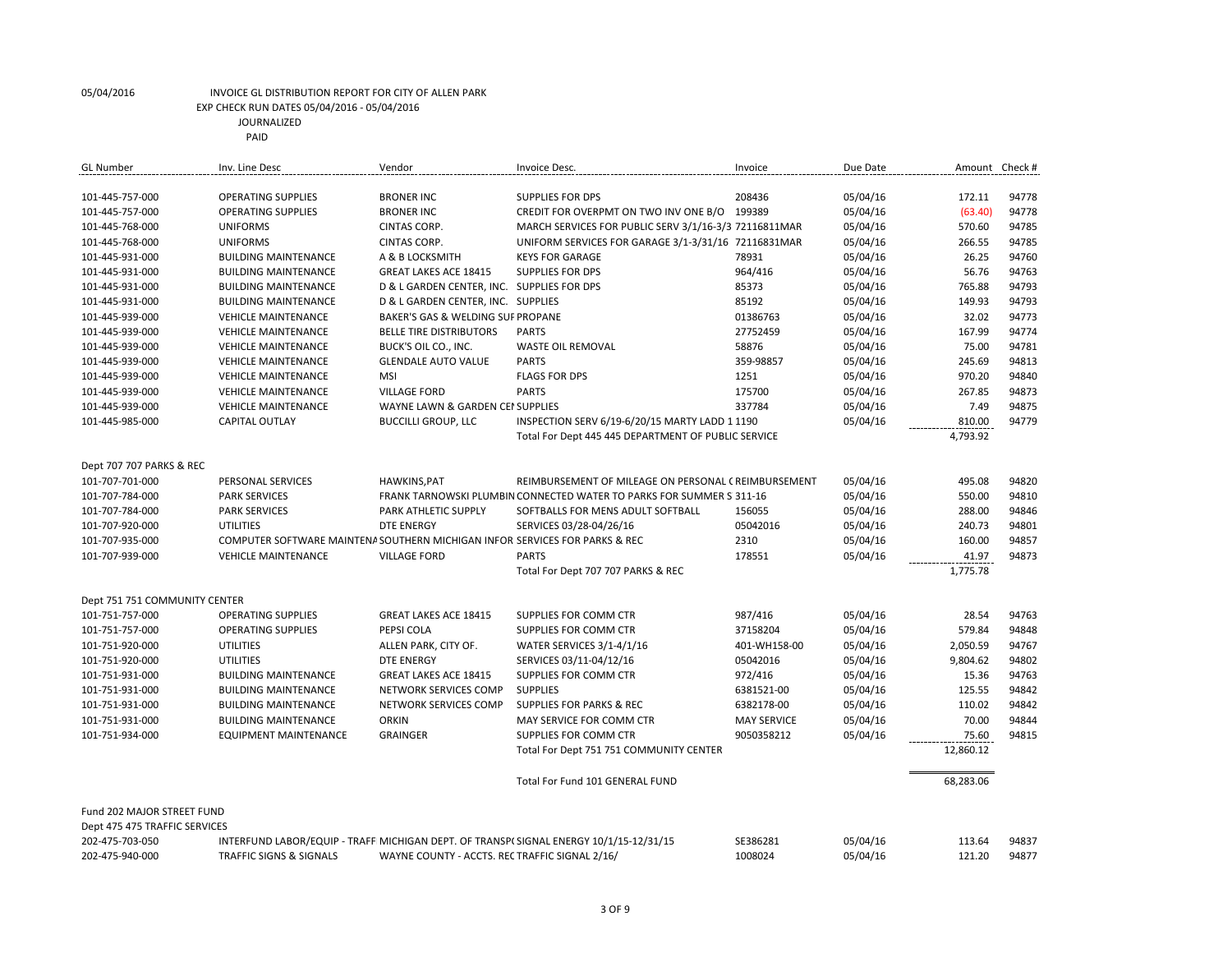05/04/2016 INVOICE GL DISTRIBUTION REPORT FOR CITY OF ALLEN PARK

EXP CHECK RUN DATES 05/04/2016 - 05/04/2016

JOURNALIZED

PAID

| GL Number | Inv. Line Desc | Vendor | Invoice Desc. | Invoice | Due Date | Amount | Check # |
|---|---|---|---|---|---|---|---|
| 101-445-757-000 | OPERATING SUPPLIES | BRONER INC | SUPPLIES FOR DPS | 208436 | 05/04/16 | 172.11 | 94778 |
| 101-445-757-000 | OPERATING SUPPLIES | BRONER INC | CREDIT FOR OVERPMT ON TWO INV ONE B/O | 199389 | 05/04/16 | (63.40) | 94778 |
| 101-445-768-000 | UNIFORMS | CINTAS CORP. | MARCH SERVICES FOR PUBLIC SERV 3/1/16-3/3 | 72116811MAR | 05/04/16 | 570.60 | 94785 |
| 101-445-768-000 | UNIFORMS | CINTAS CORP. | UNIFORM SERVICES FOR GARAGE 3/1-3/31/16 | 72116831MAR | 05/04/16 | 266.55 | 94785 |
| 101-445-931-000 | BUILDING MAINTENANCE | A & B LOCKSMITH | KEYS FOR GARAGE | 78931 | 05/04/16 | 26.25 | 94760 |
| 101-445-931-000 | BUILDING MAINTENANCE | GREAT LAKES ACE 18415 | SUPPLIES FOR DPS | 964/416 | 05/04/16 | 56.76 | 94763 |
| 101-445-931-000 | BUILDING MAINTENANCE | D & L GARDEN CENTER, INC. | SUPPLIES FOR DPS | 85373 | 05/04/16 | 765.88 | 94793 |
| 101-445-931-000 | BUILDING MAINTENANCE | D & L GARDEN CENTER, INC. | SUPPLIES | 85192 | 05/04/16 | 149.93 | 94793 |
| 101-445-939-000 | VEHICLE MAINTENANCE | BAKER'S GAS & WELDING SUF | PROPANE | 01386763 | 05/04/16 | 32.02 | 94773 |
| 101-445-939-000 | VEHICLE MAINTENANCE | BELLE TIRE DISTRIBUTORS | PARTS | 27752459 | 05/04/16 | 167.99 | 94774 |
| 101-445-939-000 | VEHICLE MAINTENANCE | BUCK'S OIL CO., INC. | WASTE OIL REMOVAL | 58876 | 05/04/16 | 75.00 | 94781 |
| 101-445-939-000 | VEHICLE MAINTENANCE | GLENDALE AUTO VALUE | PARTS | 359-98857 | 05/04/16 | 245.69 | 94813 |
| 101-445-939-000 | VEHICLE MAINTENANCE | MSI | FLAGS FOR DPS | 1251 | 05/04/16 | 970.20 | 94840 |
| 101-445-939-000 | VEHICLE MAINTENANCE | VILLAGE FORD | PARTS | 175700 | 05/04/16 | 267.85 | 94873 |
| 101-445-939-000 | VEHICLE MAINTENANCE | WAYNE LAWN & GARDEN CEI | SUPPLIES | 337784 | 05/04/16 | 7.49 | 94875 |
| 101-445-985-000 | CAPITAL OUTLAY | BUCCILLI GROUP, LLC | INSPECTION SERV 6/19-6/20/15 MARTY LADD 1 | 1190 | 05/04/16 | 810.00 | 94779 |
| | | | Total For Dept 445 445 DEPARTMENT OF PUBLIC SERVICE | | | 4,793.92 | |
| Dept 707 707 PARKS & REC | | | | | | | |
| 101-707-701-000 | PERSONAL SERVICES | HAWKINS,PAT | REIMBURSEMENT OF MILEAGE ON PERSONAL ( | REIMBURSEMENT | 05/04/16 | 495.08 | 94820 |
| 101-707-784-000 | PARK SERVICES | FRANK TARNOWSKI PLUMBIN | CONNECTED WATER TO PARKS FOR SUMMER S | 311-16 | 05/04/16 | 550.00 | 94810 |
| 101-707-784-000 | PARK SERVICES | PARK ATHLETIC SUPPLY | SOFTBALLS FOR MENS ADULT SOFTBALL | 156055 | 05/04/16 | 288.00 | 94846 |
| 101-707-920-000 | UTILITIES | DTE ENERGY | SERVICES 03/28-04/26/16 | 05042016 | 05/04/16 | 240.73 | 94801 |
| 101-707-935-000 | COMPUTER SOFTWARE MAINTENA | SOUTHERN MICHIGAN INFOR | SERVICES FOR PARKS & REC | 2310 | 05/04/16 | 160.00 | 94857 |
| 101-707-939-000 | VEHICLE MAINTENANCE | VILLAGE FORD | PARTS | 178551 | 05/04/16 | 41.97 | 94873 |
| | | | Total For Dept 707 707 PARKS & REC | | | 1,775.78 | |
| Dept 751 751 COMMUNITY CENTER | | | | | | | |
| 101-751-757-000 | OPERATING SUPPLIES | GREAT LAKES ACE 18415 | SUPPLIES FOR COMM CTR | 987/416 | 05/04/16 | 28.54 | 94763 |
| 101-751-757-000 | OPERATING SUPPLIES | PEPSI COLA | SUPPLIES FOR COMM CTR | 37158204 | 05/04/16 | 579.84 | 94848 |
| 101-751-920-000 | UTILITIES | ALLEN PARK, CITY OF. | WATER SERVICES 3/1-4/1/16 | 401-WH158-00 | 05/04/16 | 2,050.59 | 94767 |
| 101-751-920-000 | UTILITIES | DTE ENERGY | SERVICES 03/11-04/12/16 | 05042016 | 05/04/16 | 9,804.62 | 94802 |
| 101-751-931-000 | BUILDING MAINTENANCE | GREAT LAKES ACE 18415 | SUPPLIES FOR COMM CTR | 972/416 | 05/04/16 | 15.36 | 94763 |
| 101-751-931-000 | BUILDING MAINTENANCE | NETWORK SERVICES COMP | SUPPLIES | 6381521-00 | 05/04/16 | 125.55 | 94842 |
| 101-751-931-000 | BUILDING MAINTENANCE | NETWORK SERVICES COMP | SUPPLIES FOR PARKS & REC | 6382178-00 | 05/04/16 | 110.02 | 94842 |
| 101-751-931-000 | BUILDING MAINTENANCE | ORKIN | MAY SERVICE FOR COMM CTR | MAY SERVICE | 05/04/16 | 70.00 | 94844 |
| 101-751-934-000 | EQUIPMENT MAINTENANCE | GRAINGER | SUPPLIES FOR COMM CTR | 9050358212 | 05/04/16 | 75.60 | 94815 |
| | | | Total For Dept 751 751 COMMUNITY CENTER | | | 12,860.12 | |
| | | | Total For Fund 101 GENERAL FUND | | | 68,283.06 | |
| Fund 202 MAJOR STREET FUND | | | | | | | |
| Dept 475 475 TRAFFIC SERVICES | | | | | | | |
| 202-475-703-050 | INTERFUND LABOR/EQUIP - TRAFF | MICHIGAN DEPT. OF TRANSP( | SIGNAL ENERGY 10/1/15-12/31/15 | SE386281 | 05/04/16 | 113.64 | 94837 |
| 202-475-940-000 | TRAFFIC SIGNS & SIGNALS | WAYNE COUNTY - ACCTS. REC | TRAFFIC SIGNAL 2/16/ | 1008024 | 05/04/16 | 121.20 | 94877 |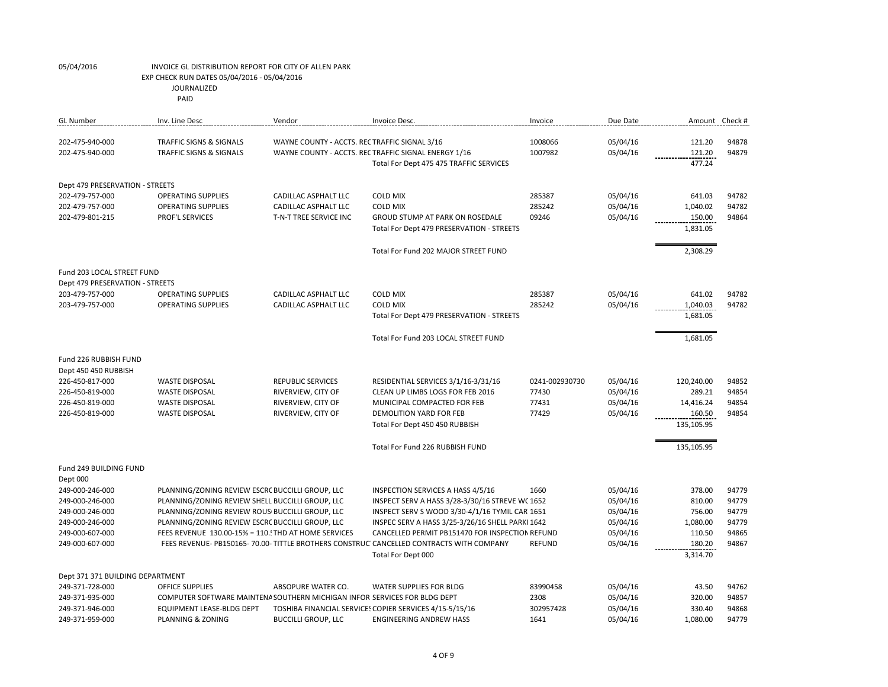05/04/2016 INVOICE GL DISTRIBUTION REPORT FOR CITY OF ALLEN PARK
EXP CHECK RUN DATES 05/04/2016 - 05/04/2016
JOURNALIZED
PAID

| GL Number | Inv. Line Desc | Vendor | Invoice Desc. | Invoice | Due Date | Amount | Check # |
|---|---|---|---|---|---|---|---|
| 202-475-940-000 | TRAFFIC SIGNS & SIGNALS | WAYNE COUNTY - ACCTS. REC | TRAFFIC SIGNAL 3/16 | 1008066 | 05/04/16 | 121.20 | 94878 |
| 202-475-940-000 | TRAFFIC SIGNS & SIGNALS | WAYNE COUNTY - ACCTS. REC | TRAFFIC SIGNAL ENERGY 1/16 | 1007982 | 05/04/16 | 121.20 | 94879 |
| | | | Total For Dept 475 475 TRAFFIC SERVICES | | | 477.24 | |
| Dept 479 PRESERVATION - STREETS | | | | | | | |
| 202-479-757-000 | OPERATING SUPPLIES | CADILLAC ASPHALT LLC | COLD MIX | 285387 | 05/04/16 | 641.03 | 94782 |
| 202-479-757-000 | OPERATING SUPPLIES | CADILLAC ASPHALT LLC | COLD MIX | 285242 | 05/04/16 | 1,040.02 | 94782 |
| 202-479-801-215 | PROF'L SERVICES | T-N-T TREE SERVICE INC | GROUD STUMP AT PARK ON ROSEDALE | 09246 | 05/04/16 | 150.00 | 94864 |
| | | | Total For Dept 479 PRESERVATION - STREETS | | | 1,831.05 | |
| | | | Total For Fund 202 MAJOR STREET FUND | | | 2,308.29 | |
| Fund 203 LOCAL STREET FUND | | | | | | | |
| Dept 479 PRESERVATION - STREETS | | | | | | | |
| 203-479-757-000 | OPERATING SUPPLIES | CADILLAC ASPHALT LLC | COLD MIX | 285387 | 05/04/16 | 641.02 | 94782 |
| 203-479-757-000 | OPERATING SUPPLIES | CADILLAC ASPHALT LLC | COLD MIX | 285242 | 05/04/16 | 1,040.03 | 94782 |
| | | | Total For Dept 479 PRESERVATION - STREETS | | | 1,681.05 | |
| | | | Total For Fund 203 LOCAL STREET FUND | | | 1,681.05 | |
| Fund 226 RUBBISH FUND | | | | | | | |
| Dept 450 450 RUBBISH | | | | | | | |
| 226-450-817-000 | WASTE DISPOSAL | REPUBLIC SERVICES | RESIDENTIAL SERVICES 3/1/16-3/31/16 | 0241-002930730 | 05/04/16 | 120,240.00 | 94852 |
| 226-450-819-000 | WASTE DISPOSAL | RIVERVIEW, CITY OF | CLEAN UP LIMBS LOGS FOR FEB 2016 | 77430 | 05/04/16 | 289.21 | 94854 |
| 226-450-819-000 | WASTE DISPOSAL | RIVERVIEW, CITY OF | MUNICIPAL COMPACTED FOR FEB | 77431 | 05/04/16 | 14,416.24 | 94854 |
| 226-450-819-000 | WASTE DISPOSAL | RIVERVIEW, CITY OF | DEMOLITION YARD FOR FEB | 77429 | 05/04/16 | 160.50 | 94854 |
| | | | Total For Dept 450 450 RUBBISH | | | 135,105.95 | |
| | | | Total For Fund 226 RUBBISH FUND | | | 135,105.95 | |
| Fund 249 BUILDING FUND | | | | | | | |
| Dept 000 | | | | | | | |
| 249-000-246-000 | PLANNING/ZONING REVIEW ESCR | BUCCILLI GROUP, LLC | INSPECTION SERVICES A HASS 4/5/16 | 1660 | 05/04/16 | 378.00 | 94779 |
| 249-000-246-000 | PLANNING/ZONING REVIEW SHELL | BUCCILLI GROUP, LLC | INSPECT SERV A HASS 3/28-3/30/16 STREVE WC | 1652 | 05/04/16 | 810.00 | 94779 |
| 249-000-246-000 | PLANNING/ZONING REVIEW ROUS | BUCCILLI GROUP, LLC | INSPECT SERV S WOOD 3/30-4/1/16 TYMIL CAR | 1651 | 05/04/16 | 756.00 | 94779 |
| 249-000-246-000 | PLANNING/ZONING REVIEW ESCR | BUCCILLI GROUP, LLC | INSPEC SERV A HASS 3/25-3/26/16 SHELL PARKI | 1642 | 05/04/16 | 1,080.00 | 94779 |
| 249-000-607-000 | FEES REVENUE 130.00-15% = 110.! | THD AT HOME SERVICES | CANCELLED PERMIT PB151470 FOR INSPECTION | REFUND | 05/04/16 | 110.50 | 94865 |
| 249-000-607-000 | FEES REVENUE- PB150165- 70.00- | TITTLE BROTHERS CONSTRUC | CANCELLED CONTRACTS WITH COMPANY | REFUND | 05/04/16 | 180.20 | 94867 |
| | | | Total For Dept 000 | | | 3,314.70 | |
| Dept 371 371 BUILDING DEPARTMENT | | | | | | | |
| 249-371-728-000 | OFFICE SUPPLIES | ABSOPURE WATER CO. | WATER SUPPLIES FOR BLDG | 83990458 | 05/04/16 | 43.50 | 94762 |
| 249-371-935-000 | COMPUTER SOFTWARE MAINTENA | SOUTHERN MICHIGAN INFOR | SERVICES FOR BLDG DEPT | 2308 | 05/04/16 | 320.00 | 94857 |
| 249-371-946-000 | EQUIPMENT LEASE-BLDG DEPT | TOSHIBA FINANCIAL SERVICES | COPIER SERVICES 4/15-5/15/16 | 302957428 | 05/04/16 | 330.40 | 94868 |
| 249-371-959-000 | PLANNING & ZONING | BUCCILLI GROUP, LLC | ENGINEERING ANDREW HASS | 1641 | 05/04/16 | 1,080.00 | 94779 |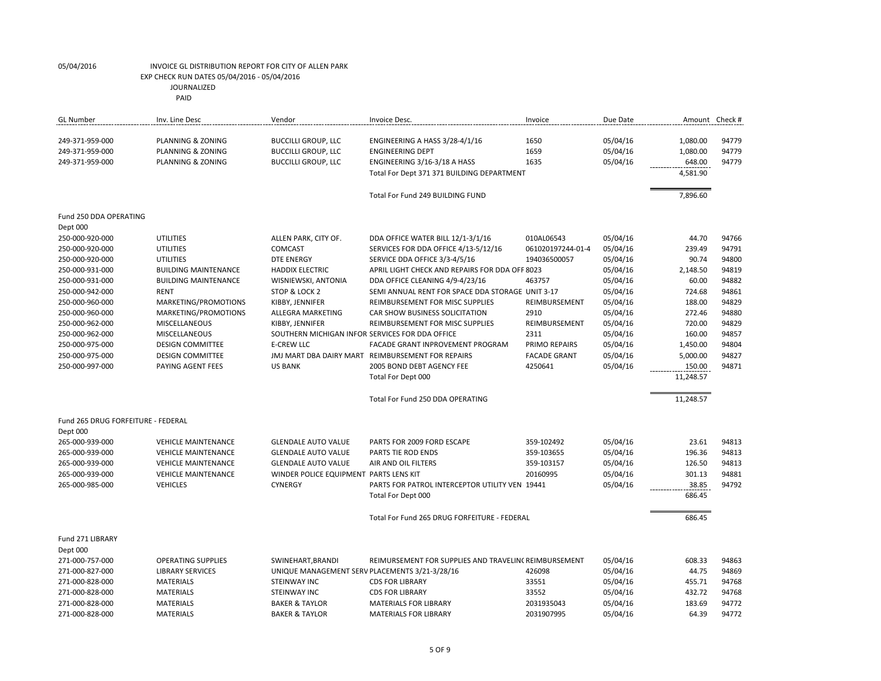05/04/2016 INVOICE GL DISTRIBUTION REPORT FOR CITY OF ALLEN PARK
EXP CHECK RUN DATES 05/04/2016 - 05/04/2016
JOURNALIZED
PAID

| GL Number | Inv. Line Desc | Vendor | Invoice Desc. | Invoice | Due Date | Amount | Check # |
|---|---|---|---|---|---|---|---|
| 249-371-959-000 | PLANNING & ZONING | BUCCILLI GROUP, LLC | ENGINEERING A HASS 3/28-4/1/16 | 1650 | 05/04/16 | 1,080.00 | 94779 |
| 249-371-959-000 | PLANNING & ZONING | BUCCILLI GROUP, LLC | ENGINEERING DEPT | 1659 | 05/04/16 | 1,080.00 | 94779 |
| 249-371-959-000 | PLANNING & ZONING | BUCCILLI GROUP, LLC | ENGINEERING 3/16-3/18 A HASS | 1635 | 05/04/16 | 648.00 | 94779 |
| | | | Total For Dept 371 371 BUILDING DEPARTMENT | | | 4,581.90 | |
| | | | Total For Fund 249 BUILDING FUND | | | 7,896.60 | |
| Fund 250 DDA OPERATING | | | | | | | |
| Dept 000 | | | | | | | |
| 250-000-920-000 | UTILITIES | ALLEN PARK, CITY OF. | DDA OFFICE WATER BILL 12/1-3/1/16 | 010AL06543 | 05/04/16 | 44.70 | 94766 |
| 250-000-920-000 | UTILITIES | COMCAST | SERVICES FOR DDA OFFICE 4/13-5/12/16 | 061020197244-01-4 | 05/04/16 | 239.49 | 94791 |
| 250-000-920-000 | UTILITIES | DTE ENERGY | SERVICE DDA OFFICE 3/3-4/5/16 | 194036500057 | 05/04/16 | 90.74 | 94800 |
| 250-000-931-000 | BUILDING MAINTENANCE | HADDIX ELECTRIC | APRIL LIGHT CHECK AND REPAIRS FOR DDA OFF | 8023 | 05/04/16 | 2,148.50 | 94819 |
| 250-000-931-000 | BUILDING MAINTENANCE | WISNIEWSKI, ANTONIA | DDA OFFICE CLEANING 4/9-4/23/16 | 463757 | 05/04/16 | 60.00 | 94882 |
| 250-000-942-000 | RENT | STOP & LOCK 2 | SEMI ANNUAL RENT FOR SPACE DDA STORAGE | UNIT 3-17 | 05/04/16 | 724.68 | 94861 |
| 250-000-960-000 | MARKETING/PROMOTIONS | KIBBY, JENNIFER | REIMBURSEMENT FOR MISC SUPPLIES | REIMBURSEMENT | 05/04/16 | 188.00 | 94829 |
| 250-000-960-000 | MARKETING/PROMOTIONS | ALLEGRA MARKETING | CAR SHOW BUSINESS SOLICITATION | 2910 | 05/04/16 | 272.46 | 94880 |
| 250-000-962-000 | MISCELLANEOUS | KIBBY, JENNIFER | REIMBURSEMENT FOR MISC SUPPLIES | REIMBURSEMENT | 05/04/16 | 720.00 | 94829 |
| 250-000-962-000 | MISCELLANEOUS | SOUTHERN MICHIGAN INFOR | SERVICES FOR DDA OFFICE | 2311 | 05/04/16 | 160.00 | 94857 |
| 250-000-975-000 | DESIGN COMMITTEE | E-CREW LLC | FACADE GRANT INPROVEMENT PROGRAM | PRIMO REPAIRS | 05/04/16 | 1,450.00 | 94804 |
| 250-000-975-000 | DESIGN COMMITTEE | JMJ MART DBA DAIRY MART | REIMBURSEMENT FOR REPAIRS | FACADE GRANT | 05/04/16 | 5,000.00 | 94827 |
| 250-000-997-000 | PAYING AGENT FEES | US BANK | 2005 BOND DEBT AGENCY FEE | 4250641 | 05/04/16 | 150.00 | 94871 |
| | | | Total For Dept 000 | | | 11,248.57 | |
| | | | Total For Fund 250 DDA OPERATING | | | 11,248.57 | |
| Fund 265 DRUG FORFEITURE - FEDERAL | | | | | | | |
| Dept 000 | | | | | | | |
| 265-000-939-000 | VEHICLE MAINTENANCE | GLENDALE AUTO VALUE | PARTS FOR 2009 FORD ESCAPE | 359-102492 | 05/04/16 | 23.61 | 94813 |
| 265-000-939-000 | VEHICLE MAINTENANCE | GLENDALE AUTO VALUE | PARTS TIE ROD ENDS | 359-103655 | 05/04/16 | 196.36 | 94813 |
| 265-000-939-000 | VEHICLE MAINTENANCE | GLENDALE AUTO VALUE | AIR AND OIL FILTERS | 359-103157 | 05/04/16 | 126.50 | 94813 |
| 265-000-939-000 | VEHICLE MAINTENANCE | WINDER POLICE EQUIPMENT | PARTS LENS KIT | 20160995 | 05/04/16 | 301.13 | 94881 |
| 265-000-985-000 | VEHICLES | CYNERGY | PARTS FOR PATROL INTERCEPTOR UTILITY VEN | 19441 | 05/04/16 | 38.85 | 94792 |
| | | | Total For Dept 000 | | | 686.45 | |
| | | | Total For Fund 265 DRUG FORFEITURE - FEDERAL | | | 686.45 | |
| Fund 271 LIBRARY | | | | | | | |
| Dept 000 | | | | | | | |
| 271-000-757-000 | OPERATING SUPPLIES | SWINEHART,BRANDI | REIMURSEMENT FOR SUPPLIES AND TRAVELINC | REIMBURSEMENT | 05/04/16 | 608.33 | 94863 |
| 271-000-827-000 | LIBRARY SERVICES | UNIQUE MANAGEMENT SERV | PLACEMENTS 3/21-3/28/16 | 426098 | 05/04/16 | 44.75 | 94869 |
| 271-000-828-000 | MATERIALS | STEINWAY INC | CDS FOR LIBRARY | 33551 | 05/04/16 | 455.71 | 94768 |
| 271-000-828-000 | MATERIALS | STEINWAY INC | CDS FOR LIBRARY | 33552 | 05/04/16 | 432.72 | 94768 |
| 271-000-828-000 | MATERIALS | BAKER & TAYLOR | MATERIALS FOR LIBRARY | 2031935043 | 05/04/16 | 183.69 | 94772 |
| 271-000-828-000 | MATERIALS | BAKER & TAYLOR | MATERIALS FOR LIBRARY | 2031907995 | 05/04/16 | 64.39 | 94772 |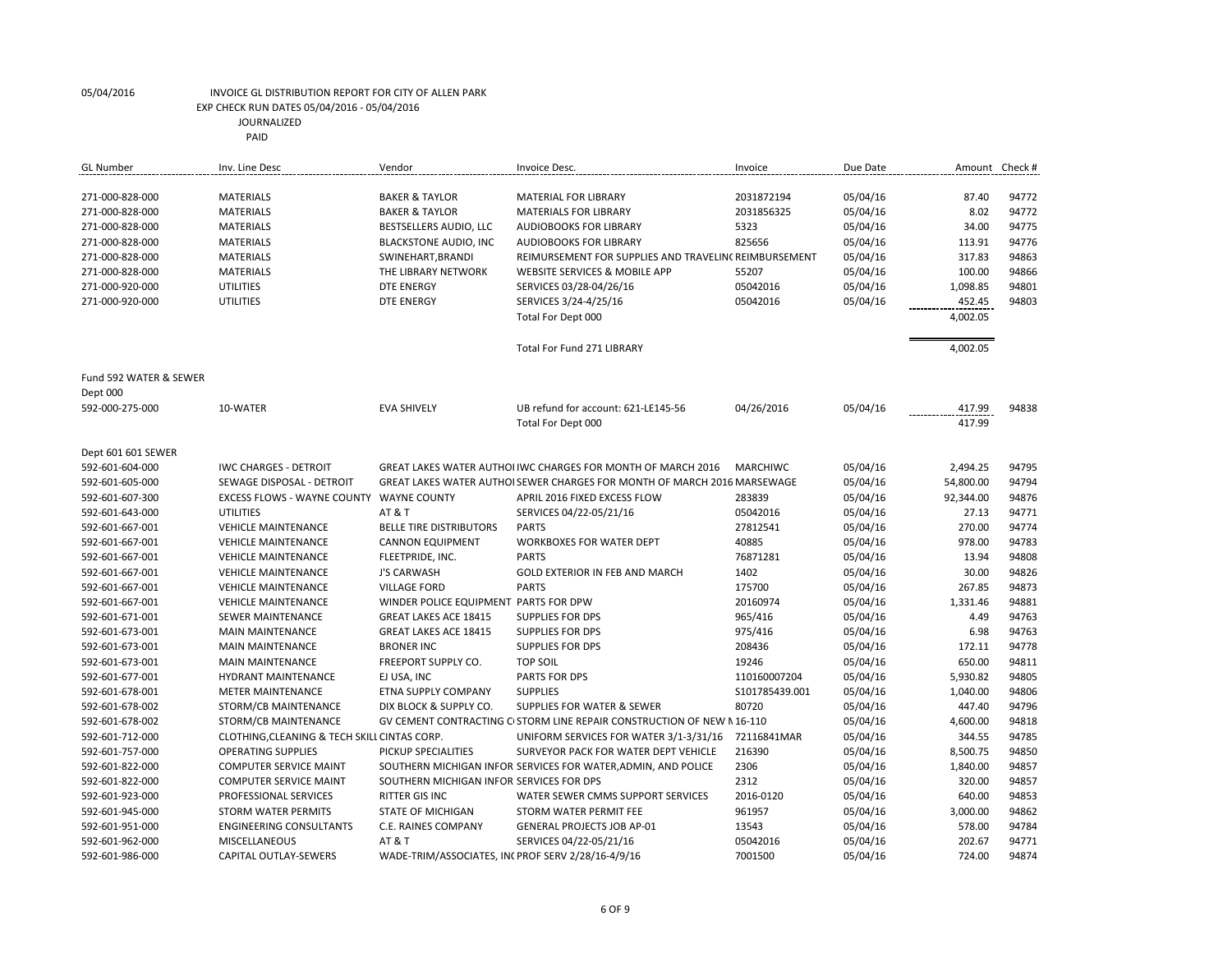05/04/2016 INVOICE GL DISTRIBUTION REPORT FOR CITY OF ALLEN PARK
EXP CHECK RUN DATES 05/04/2016 - 05/04/2016
JOURNALIZED
PAID

| GL Number | Inv. Line Desc | Vendor | Invoice Desc. | Invoice | Due Date | Amount | Check # |
|---|---|---|---|---|---|---|---|
| 271-000-828-000 | MATERIALS | BAKER & TAYLOR | MATERIAL FOR LIBRARY | 2031872194 | 05/04/16 | 87.40 | 94772 |
| 271-000-828-000 | MATERIALS | BAKER & TAYLOR | MATERIALS FOR LIBRARY | 2031856325 | 05/04/16 | 8.02 | 94772 |
| 271-000-828-000 | MATERIALS | BESTSELLERS AUDIO, LLC | AUDIOBOOKS FOR LIBRARY | 5323 | 05/04/16 | 34.00 | 94775 |
| 271-000-828-000 | MATERIALS | BLACKSTONE AUDIO, INC | AUDIOBOOKS FOR LIBRARY | 825656 | 05/04/16 | 113.91 | 94776 |
| 271-000-828-000 | MATERIALS | SWINEHART,BRANDI | REIMURSEMENT FOR SUPPLIES AND TRAVELINC REIMBURSEMENT | | 05/04/16 | 317.83 | 94863 |
| 271-000-828-000 | MATERIALS | THE LIBRARY NETWORK | WEBSITE SERVICES & MOBILE APP | 55207 | 05/04/16 | 100.00 | 94866 |
| 271-000-920-000 | UTILITIES | DTE ENERGY | SERVICES 03/28-04/26/16 | 05042016 | 05/04/16 | 1,098.85 | 94801 |
| 271-000-920-000 | UTILITIES | DTE ENERGY | SERVICES 3/24-4/25/16 | 05042016 | 05/04/16 | 452.45 | 94803 |
| | | | Total For Dept 000 | | | 4,002.05 | |
| | | | Total For Fund 271 LIBRARY | | | 4,002.05 | |
| Fund 592 WATER & SEWER | | | | | | | |
| Dept 000 | | | | | | | |
| 592-000-275-000 | 10-WATER | EVA SHIVELY | UB refund for account: 621-LE145-56 | 04/26/2016 | 05/04/16 | 417.99 | 94838 |
| | | | Total For Dept 000 | | | 417.99 | |
| Dept 601 601 SEWER | | | | | | | |
| 592-601-604-000 | IWC CHARGES - DETROIT | GREAT LAKES WATER AUTHOI | IWC CHARGES FOR MONTH OF MARCH 2016 | MARCHIWC | 05/04/16 | 2,494.25 | 94795 |
| 592-601-605-000 | SEWAGE DISPOSAL - DETROIT | GREAT LAKES WATER AUTHOI | SEWER CHARGES FOR MONTH OF MARCH 2016 | MARSEWAGE | 05/04/16 | 54,800.00 | 94794 |
| 592-601-607-300 | EXCESS FLOWS - WAYNE COUNTY | WAYNE COUNTY | APRIL 2016 FIXED EXCESS FLOW | 283839 | 05/04/16 | 92,344.00 | 94876 |
| 592-601-643-000 | UTILITIES | AT & T | SERVICES 04/22-05/21/16 | 05042016 | 05/04/16 | 27.13 | 94771 |
| 592-601-667-001 | VEHICLE MAINTENANCE | BELLE TIRE DISTRIBUTORS | PARTS | 27812541 | 05/04/16 | 270.00 | 94774 |
| 592-601-667-001 | VEHICLE MAINTENANCE | CANNON EQUIPMENT | WORKBOXES FOR WATER DEPT | 40885 | 05/04/16 | 978.00 | 94783 |
| 592-601-667-001 | VEHICLE MAINTENANCE | FLEETPRIDE, INC. | PARTS | 76871281 | 05/04/16 | 13.94 | 94808 |
| 592-601-667-001 | VEHICLE MAINTENANCE | J'S CARWASH | GOLD EXTERIOR IN FEB AND MARCH | 1402 | 05/04/16 | 30.00 | 94826 |
| 592-601-667-001 | VEHICLE MAINTENANCE | VILLAGE FORD | PARTS | 175700 | 05/04/16 | 267.85 | 94873 |
| 592-601-667-001 | VEHICLE MAINTENANCE | WINDER POLICE EQUIPMENT | PARTS FOR DPW | 20160974 | 05/04/16 | 1,331.46 | 94881 |
| 592-601-671-001 | SEWER MAINTENANCE | GREAT LAKES ACE 18415 | SUPPLIES FOR DPS | 965/416 | 05/04/16 | 4.49 | 94763 |
| 592-601-673-001 | MAIN MAINTENANCE | GREAT LAKES ACE 18415 | SUPPLIES FOR DPS | 975/416 | 05/04/16 | 6.98 | 94763 |
| 592-601-673-001 | MAIN MAINTENANCE | BRONER INC | SUPPLIES FOR DPS | 208436 | 05/04/16 | 172.11 | 94778 |
| 592-601-673-001 | MAIN MAINTENANCE | FREEPORT SUPPLY CO. | TOP SOIL | 19246 | 05/04/16 | 650.00 | 94811 |
| 592-601-677-001 | HYDRANT MAINTENANCE | EJ USA, INC | PARTS FOR DPS | 110160007204 | 05/04/16 | 5,930.82 | 94805 |
| 592-601-678-001 | METER MAINTENANCE | ETNA SUPPLY COMPANY | SUPPLIES | S101785439.001 | 05/04/16 | 1,040.00 | 94806 |
| 592-601-678-002 | STORM/CB MAINTENANCE | DIX BLOCK & SUPPLY CO. | SUPPLIES FOR WATER & SEWER | 80720 | 05/04/16 | 447.40 | 94796 |
| 592-601-678-002 | STORM/CB MAINTENANCE | GV CEMENT CONTRACTING C | STORM LINE REPAIR CONSTRUCTION OF NEW N | 16-110 | 05/04/16 | 4,600.00 | 94818 |
| 592-601-712-000 | CLOTHING,CLEANING & TECH SKILL | CINTAS CORP. | UNIFORM SERVICES FOR WATER 3/1-3/31/16 | 72116841MAR | 05/04/16 | 344.55 | 94785 |
| 592-601-757-000 | OPERATING SUPPLIES | PICKUP SPECIALITIES | SURVEYOR PACK FOR WATER DEPT VEHICLE | 216390 | 05/04/16 | 8,500.75 | 94850 |
| 592-601-822-000 | COMPUTER SERVICE MAINT | SOUTHERN MICHIGAN INFOR | SERVICES FOR WATER,ADMIN, AND POLICE | 2306 | 05/04/16 | 1,840.00 | 94857 |
| 592-601-822-000 | COMPUTER SERVICE MAINT | SOUTHERN MICHIGAN INFOR | SERVICES FOR DPS | 2312 | 05/04/16 | 320.00 | 94857 |
| 592-601-923-000 | PROFESSIONAL SERVICES | RITTER GIS INC | WATER SEWER CMMS SUPPORT SERVICES | 2016-0120 | 05/04/16 | 640.00 | 94853 |
| 592-601-945-000 | STORM WATER PERMITS | STATE OF MICHIGAN | STORM WATER PERMIT FEE | 961957 | 05/04/16 | 3,000.00 | 94862 |
| 592-601-951-000 | ENGINEERING CONSULTANTS | C.E. RAINES COMPANY | GENERAL PROJECTS JOB AP-01 | 13543 | 05/04/16 | 578.00 | 94784 |
| 592-601-962-000 | MISCELLANEOUS | AT & T | SERVICES 04/22-05/21/16 | 05042016 | 05/04/16 | 202.67 | 94771 |
| 592-601-986-000 | CAPITAL OUTLAY-SEWERS | WADE-TRIM/ASSOCIATES, IN( | PROF SERV 2/28/16-4/9/16 | 7001500 | 05/04/16 | 724.00 | 94874 |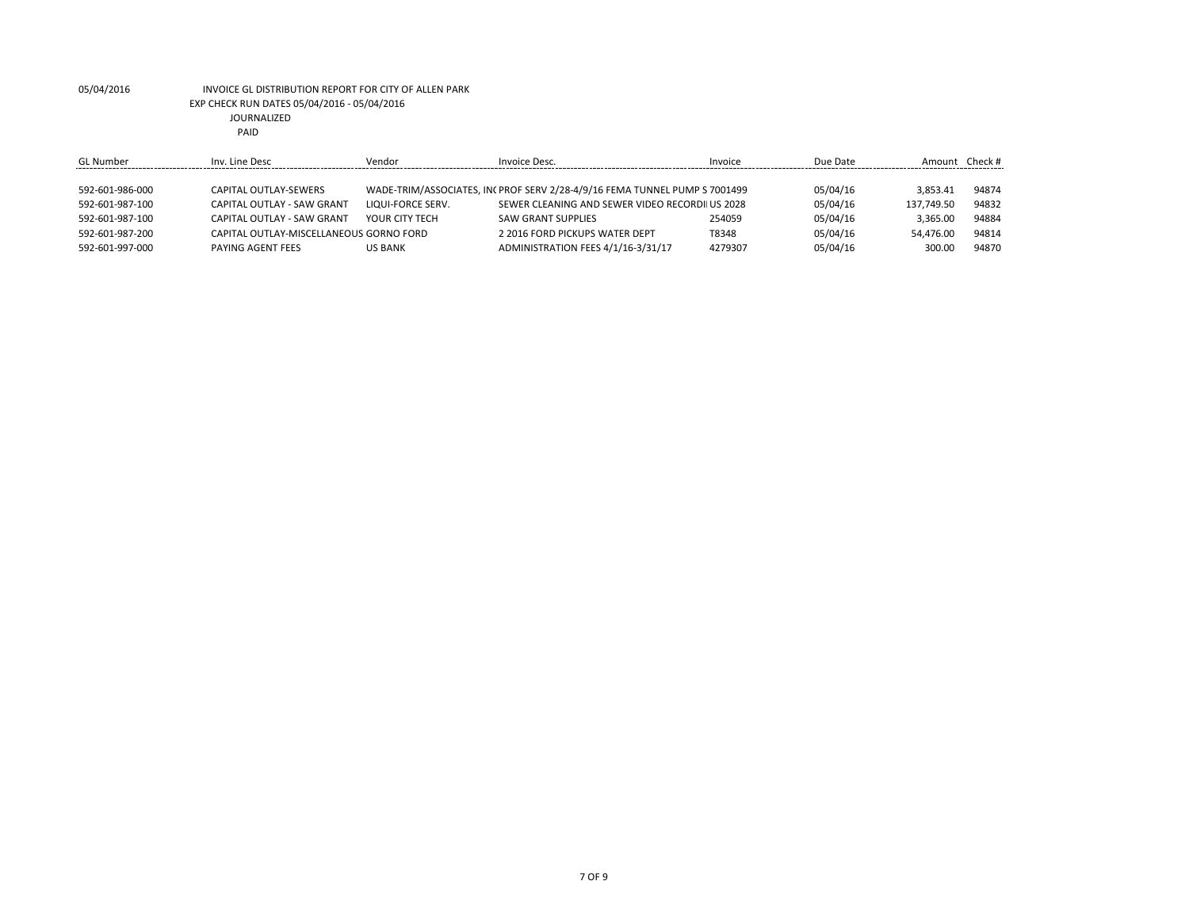05/04/2016 INVOICE GL DISTRIBUTION REPORT FOR CITY OF ALLEN PARK

EXP CHECK RUN DATES 05/04/2016 - 05/04/2016

JOURNALIZED

PAID

| GL Number | Inv. Line Desc | Vendor | Invoice Desc. | Invoice | Due Date | Amount | Check # |
|---|---|---|---|---|---|---|---|
| 592-601-986-000 | CAPITAL OUTLAY-SEWERS | WADE-TRIM/ASSOCIATES, IN( | PROF SERV 2/28-4/9/16 FEMA TUNNEL PUMP S | 7001499 | 05/04/16 | 3,853.41 | 94874 |
| 592-601-987-100 | CAPITAL OUTLAY - SAW GRANT | LIQUI-FORCE SERV. | SEWER CLEANING AND SEWER VIDEO RECORDI | US 2028 | 05/04/16 | 137,749.50 | 94832 |
| 592-601-987-100 | CAPITAL OUTLAY - SAW GRANT | YOUR CITY TECH | SAW GRANT SUPPLIES | 254059 | 05/04/16 | 3,365.00 | 94884 |
| 592-601-987-200 | CAPITAL OUTLAY-MISCELLANEOUS | GORNO FORD | 2 2016 FORD PICKUPS WATER DEPT | T8348 | 05/04/16 | 54,476.00 | 94814 |
| 592-601-997-000 | PAYING AGENT FEES | US BANK | ADMINISTRATION FEES 4/1/16-3/31/17 | 4279307 | 05/04/16 | 300.00 | 94870 |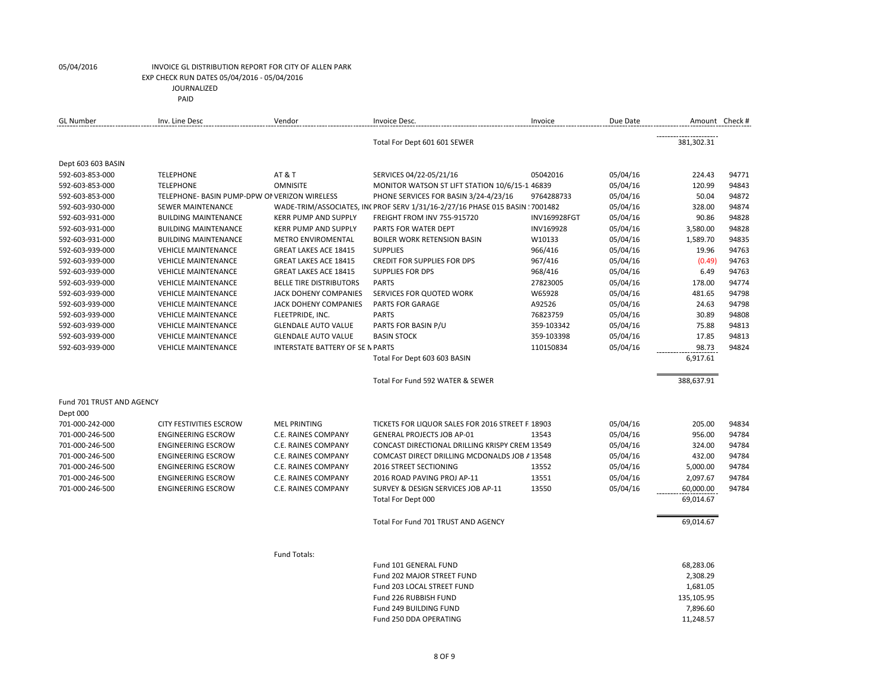05/04/2016 INVOICE GL DISTRIBUTION REPORT FOR CITY OF ALLEN PARK
EXP CHECK RUN DATES 05/04/2016 - 05/04/2016
JOURNALIZED
PAID

| GL Number | Inv. Line Desc | Vendor | Invoice Desc. | Invoice | Due Date | Amount | Check # |
|---|---|---|---|---|---|---|---|
| | | | Total For Dept 601 601 SEWER | | | 381,302.31 | |
| Dept 603 603 BASIN | | | | | | | |
| 592-603-853-000 | TELEPHONE | AT & T | SERVICES 04/22-05/21/16 | 05042016 | 05/04/16 | 224.43 | 94771 |
| 592-603-853-000 | TELEPHONE | OMNISITE | MONITOR WATSON ST LIFT STATION 10/6/15-1 | 46839 | 05/04/16 | 120.99 | 94843 |
| 592-603-853-000 | TELEPHONE- BASIN PUMP-DPW ON | VERIZON WIRELESS | PHONE SERVICES FOR BASIN 3/24-4/23/16 | 9764288733 | 05/04/16 | 50.04 | 94872 |
| 592-603-930-000 | SEWER MAINTENANCE | WADE-TRIM/ASSOCIATES, INC | PROF SERV 1/31/16-2/27/16 PHASE 015 BASIN | 7001482 | 05/04/16 | 328.00 | 94874 |
| 592-603-931-000 | BUILDING MAINTENANCE | KERR PUMP AND SUPPLY | FREIGHT FROM INV 755-915720 | INV169928FGT | 05/04/16 | 90.86 | 94828 |
| 592-603-931-000 | BUILDING MAINTENANCE | KERR PUMP AND SUPPLY | PARTS FOR WATER DEPT | INV169928 | 05/04/16 | 3,580.00 | 94828 |
| 592-603-931-000 | BUILDING MAINTENANCE | METRO ENVIROMENTAL | BOILER WORK RETENSION BASIN | W10133 | 05/04/16 | 1,589.70 | 94835 |
| 592-603-939-000 | VEHICLE MAINTENANCE | GREAT LAKES ACE 18415 | SUPPLIES | 966/416 | 05/04/16 | 19.96 | 94763 |
| 592-603-939-000 | VEHICLE MAINTENANCE | GREAT LAKES ACE 18415 | CREDIT FOR SUPPLIES FOR DPS | 967/416 | 05/04/16 | (0.49) | 94763 |
| 592-603-939-000 | VEHICLE MAINTENANCE | GREAT LAKES ACE 18415 | SUPPLIES FOR DPS | 968/416 | 05/04/16 | 6.49 | 94763 |
| 592-603-939-000 | VEHICLE MAINTENANCE | BELLE TIRE DISTRIBUTORS | PARTS | 27823005 | 05/04/16 | 178.00 | 94774 |
| 592-603-939-000 | VEHICLE MAINTENANCE | JACK DOHENY COMPANIES | SERVICES FOR QUOTED WORK | W65928 | 05/04/16 | 481.65 | 94798 |
| 592-603-939-000 | VEHICLE MAINTENANCE | JACK DOHENY COMPANIES | PARTS FOR GARAGE | A92526 | 05/04/16 | 24.63 | 94798 |
| 592-603-939-000 | VEHICLE MAINTENANCE | FLEETPRIDE, INC. | PARTS | 76823759 | 05/04/16 | 30.89 | 94808 |
| 592-603-939-000 | VEHICLE MAINTENANCE | GLENDALE AUTO VALUE | PARTS FOR BASIN P/U | 359-103342 | 05/04/16 | 75.88 | 94813 |
| 592-603-939-000 | VEHICLE MAINTENANCE | GLENDALE AUTO VALUE | BASIN STOCK | 359-103398 | 05/04/16 | 17.85 | 94813 |
| 592-603-939-000 | VEHICLE MAINTENANCE | INTERSTATE BATTERY OF SE M | PARTS | 110150834 | 05/04/16 | 98.73 | 94824 |
| | | | Total For Dept 603 603 BASIN | | | 6,917.61 | |
| | | | Total For Fund 592 WATER & SEWER | | | 388,637.91 | |
| Fund 701 TRUST AND AGENCY | | | | | | | |
| Dept 000 | | | | | | | |
| 701-000-242-000 | CITY FESTIVITIES ESCROW | MEL PRINTING | TICKETS FOR LIQUOR SALES FOR 2016 STREET F | 18903 | 05/04/16 | 205.00 | 94834 |
| 701-000-246-500 | ENGINEERING ESCROW | C.E. RAINES COMPANY | GENERAL PROJECTS JOB AP-01 | 13543 | 05/04/16 | 956.00 | 94784 |
| 701-000-246-500 | ENGINEERING ESCROW | C.E. RAINES COMPANY | CONCAST DIRECTIONAL DRILLING KRISPY CREM | 13549 | 05/04/16 | 324.00 | 94784 |
| 701-000-246-500 | ENGINEERING ESCROW | C.E. RAINES COMPANY | COMCAST DIRECT DRILLING MCDONALDS JOB A | 13548 | 05/04/16 | 432.00 | 94784 |
| 701-000-246-500 | ENGINEERING ESCROW | C.E. RAINES COMPANY | 2016 STREET SECTIONING | 13552 | 05/04/16 | 5,000.00 | 94784 |
| 701-000-246-500 | ENGINEERING ESCROW | C.E. RAINES COMPANY | 2016 ROAD PAVING PROJ AP-11 | 13551 | 05/04/16 | 2,097.67 | 94784 |
| 701-000-246-500 | ENGINEERING ESCROW | C.E. RAINES COMPANY | SURVEY & DESIGN SERVICES JOB AP-11 | 13550 | 05/04/16 | 60,000.00 | 94784 |
| | | | Total For Dept 000 | | | 69,014.67 | |
| | | | Total For Fund 701 TRUST AND AGENCY | | | 69,014.67 | |
| | | Fund Totals: | | | | | |
| | | | Fund 101 GENERAL FUND | | | 68,283.06 | |
| | | | Fund 202 MAJOR STREET FUND | | | 2,308.29 | |
| | | | Fund 203 LOCAL STREET FUND | | | 1,681.05 | |
| | | | Fund 226 RUBBISH FUND | | | 135,105.95 | |
| | | | Fund 249 BUILDING FUND | | | 7,896.60 | |
| | | | Fund 250 DDA OPERATING | | | 11,248.57 | |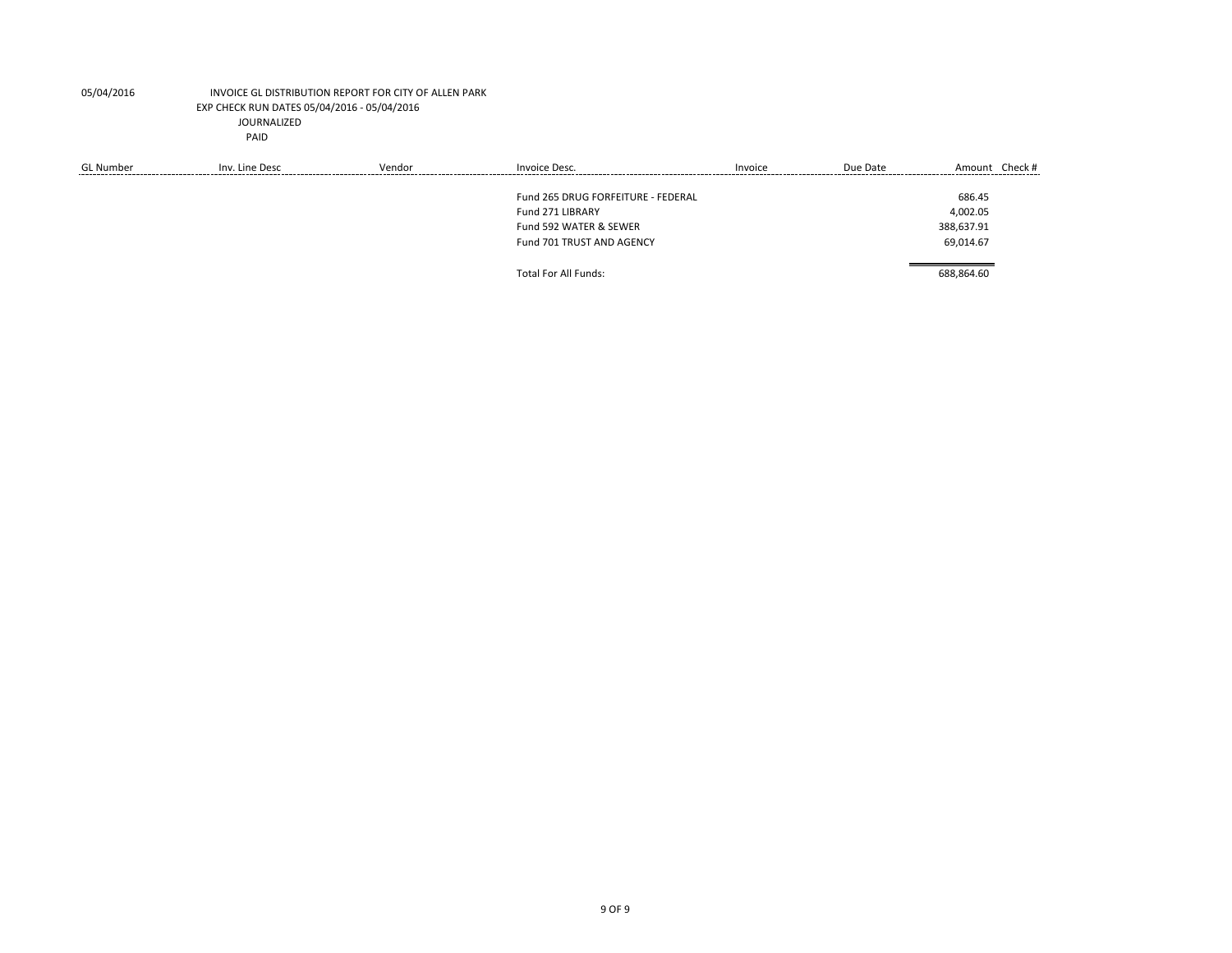05/04/2016 INVOICE GL DISTRIBUTION REPORT FOR CITY OF ALLEN PARK
EXP CHECK RUN DATES 05/04/2016 - 05/04/2016
JOURNALIZED
PAID

| GL Number | Inv. Line Desc | Vendor | Invoice Desc. | Invoice | Due Date | Amount | Check # |
|---|---|---|---|---|---|---|---|
| | | | Fund 265 DRUG FORFEITURE - FEDERAL | | | 686.45 | |
| | | | Fund 271 LIBRARY | | | 4,002.05 | |
| | | | Fund 592 WATER & SEWER | | | 388,637.91 | |
| | | | Fund 701 TRUST AND AGENCY | | | 69,014.67 | |
| | | | Total For All Funds: | | | 688,864.60 | |